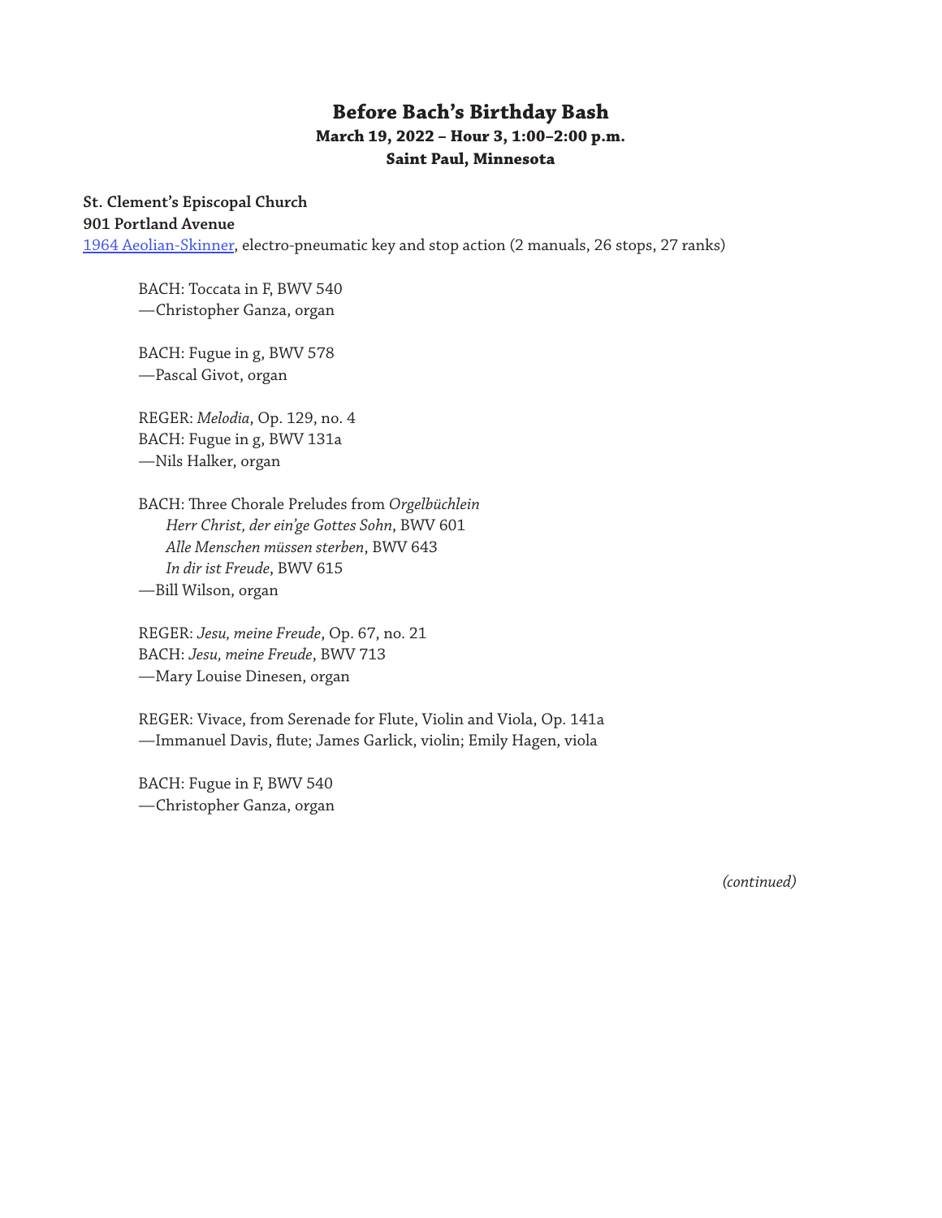# Before Bach's Birthday Bash

**March 19, 2022 – Hour 3, 1:00–2:00 p.m.**

**Saint Paul, Minnesota**

**St. Clement's Episcopal Church**
**901 Portland Avenue**
1964 Aeolian-Skinner, electro-pneumatic key and stop action (2 manuals, 26 stops, 27 ranks)

BACH: Toccata in F, BWV 540
—Christopher Ganza, organ

BACH: Fugue in g, BWV 578
—Pascal Givot, organ

REGER: *Melodia*, Op. 129, no. 4
BACH: Fugue in g, BWV 131a
—Nils Halker, organ

BACH: Three Chorale Preludes from *Orgelbüchlein*
*Herr Christ, der ein'ge Gottes Sohn*, BWV 601
*Alle Menschen müssen sterben*, BWV 643
*In dir ist Freude*, BWV 615
—Bill Wilson, organ

REGER: *Jesu, meine Freude*, Op. 67, no. 21
BACH: *Jesu, meine Freude*, BWV 713
—Mary Louise Dinesen, organ

REGER: Vivace, from Serenade for Flute, Violin and Viola, Op. 141a
—Immanuel Davis, flute; James Garlick, violin; Emily Hagen, viola

BACH: Fugue in F, BWV 540
—Christopher Ganza, organ

*(continued)*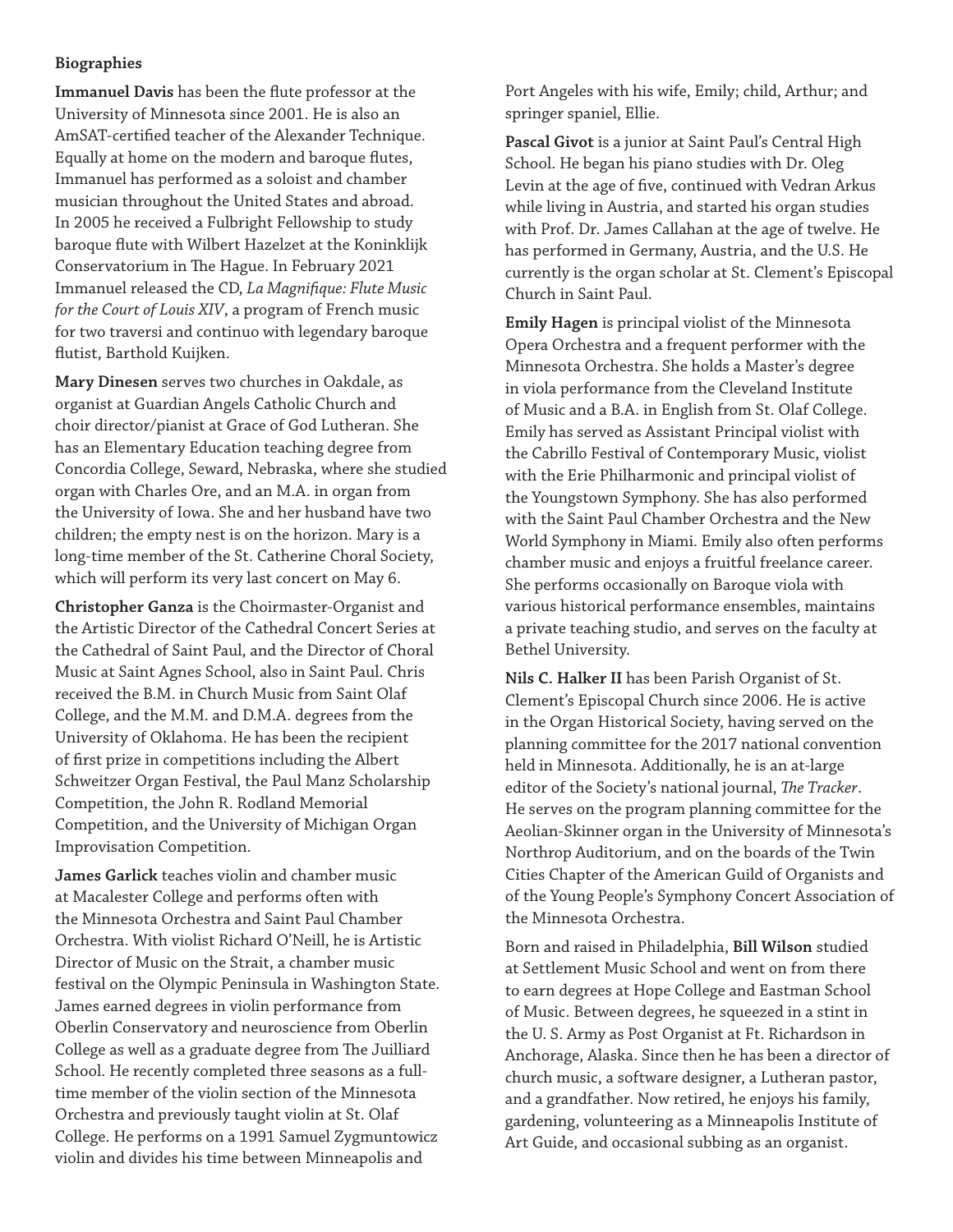**Biographies**

**Immanuel Davis** has been the flute professor at the University of Minnesota since 2001. He is also an AmSAT-certified teacher of the Alexander Technique. Equally at home on the modern and baroque flutes, Immanuel has performed as a soloist and chamber musician throughout the United States and abroad. In 2005 he received a Fulbright Fellowship to study baroque flute with Wilbert Hazelzet at the Koninklijk Conservatorium in The Hague. In February 2021 Immanuel released the CD, *La Magnifique: Flute Music for the Court of Louis XIV*, a program of French music for two traversi and continuo with legendary baroque flutist, Barthold Kuijken.

**Mary Dinesen** serves two churches in Oakdale, as organist at Guardian Angels Catholic Church and choir director/pianist at Grace of God Lutheran. She has an Elementary Education teaching degree from Concordia College, Seward, Nebraska, where she studied organ with Charles Ore, and an M.A. in organ from the University of Iowa. She and her husband have two children; the empty nest is on the horizon. Mary is a long-time member of the St. Catherine Choral Society, which will perform its very last concert on May 6.

**Christopher Ganza** is the Choirmaster-Organist and the Artistic Director of the Cathedral Concert Series at the Cathedral of Saint Paul, and the Director of Choral Music at Saint Agnes School, also in Saint Paul. Chris received the B.M. in Church Music from Saint Olaf College, and the M.M. and D.M.A. degrees from the University of Oklahoma. He has been the recipient of first prize in competitions including the Albert Schweitzer Organ Festival, the Paul Manz Scholarship Competition, the John R. Rodland Memorial Competition, and the University of Michigan Organ Improvisation Competition.

**James Garlick** teaches violin and chamber music at Macalester College and performs often with the Minnesota Orchestra and Saint Paul Chamber Orchestra. With violist Richard O'Neill, he is Artistic Director of Music on the Strait, a chamber music festival on the Olympic Peninsula in Washington State. James earned degrees in violin performance from Oberlin Conservatory and neuroscience from Oberlin College as well as a graduate degree from The Juilliard School. He recently completed three seasons as a full-time member of the violin section of the Minnesota Orchestra and previously taught violin at St. Olaf College. He performs on a 1991 Samuel Zygmuntowicz violin and divides his time between Minneapolis and Port Angeles with his wife, Emily; child, Arthur; and springer spaniel, Ellie.

**Pascal Givot** is a junior at Saint Paul's Central High School. He began his piano studies with Dr. Oleg Levin at the age of five, continued with Vedran Arkus while living in Austria, and started his organ studies with Prof. Dr. James Callahan at the age of twelve. He has performed in Germany, Austria, and the U.S. He currently is the organ scholar at St. Clement's Episcopal Church in Saint Paul.

**Emily Hagen** is principal violist of the Minnesota Opera Orchestra and a frequent performer with the Minnesota Orchestra. She holds a Master's degree in viola performance from the Cleveland Institute of Music and a B.A. in English from St. Olaf College. Emily has served as Assistant Principal violist with the Cabrillo Festival of Contemporary Music, violist with the Erie Philharmonic and principal violist of the Youngstown Symphony. She has also performed with the Saint Paul Chamber Orchestra and the New World Symphony in Miami. Emily also often performs chamber music and enjoys a fruitful freelance career. She performs occasionally on Baroque viola with various historical performance ensembles, maintains a private teaching studio, and serves on the faculty at Bethel University.

**Nils C. Halker II** has been Parish Organist of St. Clement's Episcopal Church since 2006. He is active in the Organ Historical Society, having served on the planning committee for the 2017 national convention held in Minnesota. Additionally, he is an at-large editor of the Society's national journal, *The Tracker*. He serves on the program planning committee for the Aeolian-Skinner organ in the University of Minnesota's Northrop Auditorium, and on the boards of the Twin Cities Chapter of the American Guild of Organists and of the Young People's Symphony Concert Association of the Minnesota Orchestra.

Born and raised in Philadelphia, **Bill Wilson** studied at Settlement Music School and went on from there to earn degrees at Hope College and Eastman School of Music. Between degrees, he squeezed in a stint in the U. S. Army as Post Organist at Ft. Richardson in Anchorage, Alaska. Since then he has been a director of church music, a software designer, a Lutheran pastor, and a grandfather. Now retired, he enjoys his family, gardening, volunteering as a Minneapolis Institute of Art Guide, and occasional subbing as an organist.